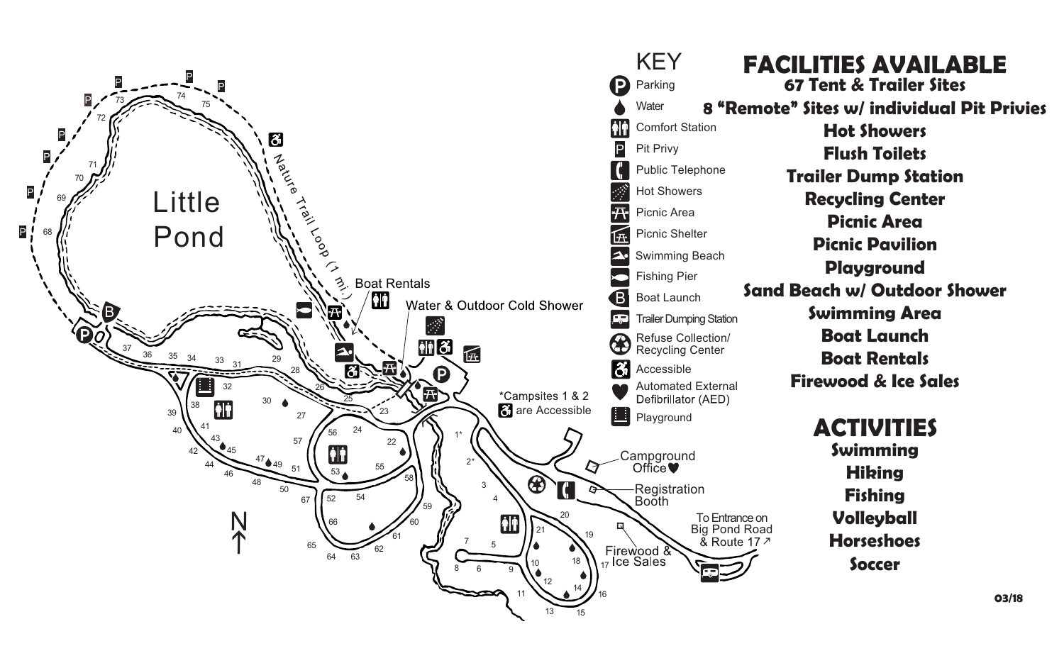# Little Pond

## KEY

- Parking
- Water
- Comfort Station
- Pit Privy
- Public Telephone
- Hot Showers
- Picnic Area
- Picnic Shelter
- Swimming Beach
- Fishing Pier
- Boat Launch
- Trailer Dumping Station
- Refuse Collection/ Recycling Center
- Accessible
- Automated External Defibrillator (AED)
- Playground

Nature Trail Loop (1 mi.)

Boat Rentals

Water & Outdoor Cold Shower

*Campsites 1 & 2 are Accessible

Campground Office

Registration Booth

Firewood & Ice Sales

To Entrance on Big Pond Road & Route 17 ↗

## FACILITIES AVAILABLE

**67 Tent & Trailer Sites**

**8 "Remote" Sites w/ individual Pit Privies**

**Hot Showers**

**Flush Toilets**

**Trailer Dump Station**

**Recycling Center**

**Picnic Area**

**Picnic Pavilion**

**Playground**

**Sand Beach w/ Outdoor Shower**

**Swimming Area**

**Boat Launch**

**Boat Rentals**

**Firewood & Ice Sales**

## ACTIVITIES

**Swimming**

**Hiking**

**Fishing**

**Volleyball**

**Horseshoes**

**Soccer**

03/18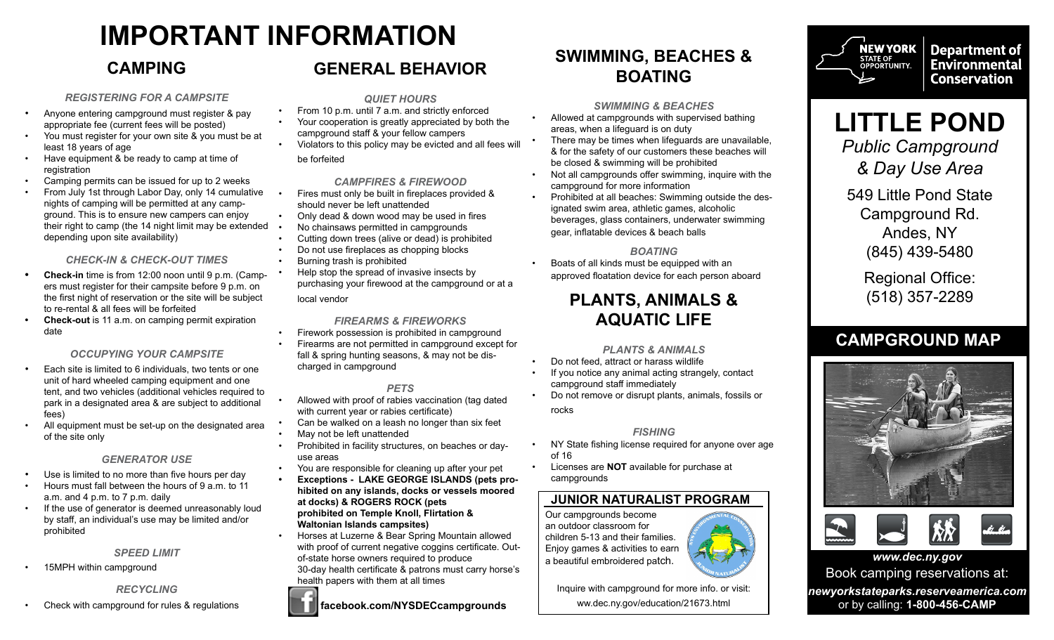# IMPORTANT INFORMATION

## CAMPING

### *REGISTERING FOR A CAMPSITE*

- Anyone entering campground must register & pay appropriate fee (current fees will be posted)
- You must register for your own site & you must be at least 18 years of age
- Have equipment & be ready to camp at time of registration
- Camping permits can be issued for up to 2 weeks
- From July 1st through Labor Day, only 14 cumulative nights of camping will be permitted at any campground. This is to ensure new campers can enjoy their right to camp (the 14 night limit may be extended depending upon site availability)

### *CHECK-IN & CHECK-OUT TIMES*

- **Check-in** time is from 12:00 noon until 9 p.m. (Campers must register for their campsite before 9 p.m. on the first night of reservation or the site will be subject to re-rental & all fees will be forfeited
- **Check-out** is 11 a.m. on camping permit expiration date

### *OCCUPYING YOUR CAMPSITE*

- Each site is limited to 6 individuals, two tents or one unit of hard wheeled camping equipment and one tent, and two vehicles (additional vehicles required to park in a designated area & are subject to additional fees)
- All equipment must be set-up on the designated area of the site only

### *GENERATOR USE*

- Use is limited to no more than five hours per day
- Hours must fall between the hours of 9 a.m. to 11 a.m. and 4 p.m. to 7 p.m. daily
- If the use of generator is deemed unreasonably loud by staff, an individual's use may be limited and/or prohibited

### *SPEED LIMIT*

- 15MPH within campground

### *RECYCLING*

- Check with campground for rules & regulations

## GENERAL BEHAVIOR

### *QUIET HOURS*

- From 10 p.m. until 7 a.m. and strictly enforced
- Your cooperation is greatly appreciated by both the campground staff & your fellow campers
- Violators to this policy may be evicted and all fees will be forfeited

### *CAMPFIRES & FIREWOOD*

- Fires must only be built in fireplaces provided & should never be left unattended
- Only dead & down wood may be used in fires
- No chainsaws permitted in campgrounds
- Cutting down trees (alive or dead) is prohibited
- Do not use fireplaces as chopping blocks
- Burning trash is prohibited
- Help stop the spread of invasive insects by purchasing your firewood at the campground or at a local vendor

### *FIREARMS & FIREWORKS*

- Firework possession is prohibited in campground
- Firearms are not permitted in campground except for fall & spring hunting seasons, & may not be discharged in campground

### *PETS*

- Allowed with proof of rabies vaccination (tag dated with current year or rabies certificate)
- Can be walked on a leash no longer than six feet
- May not be left unattended
- Prohibited in facility structures, on beaches or day-use areas
- You are responsible for cleaning up after your pet
- **Exceptions - LAKE GEORGE ISLANDS (pets prohibited on any islands, docks or vessels moored at docks) & ROGERS ROCK (pets prohibited on Temple Knoll, Flirtation & Waltonian Islands campsites)**
- Horses at Luzerne & Bear Spring Mountain allowed with proof of current negative coggins certificate. Out-of-state horse owners required to produce 30-day health certificate & patrons must carry horse's health papers with them at all times

**facebook.com/NYSDECcampgrounds**

## SWIMMING, BEACHES & BOATING

### *SWIMMING & BEACHES*

- Allowed at campgrounds with supervised bathing areas, when a lifeguard is on duty
- There may be times when lifeguards are unavailable, & for the safety of our customers these beaches will be closed & swimming will be prohibited
- Not all campgrounds offer swimming, inquire with the campground for more information
- Prohibited at all beaches: Swimming outside the designated swim area, athletic games, alcoholic beverages, glass containers, underwater swimming gear, inflatable devices & beach balls

### *BOATING*

- Boats of all kinds must be equipped with an approved floatation device for each person aboard

## PLANTS, ANIMALS & AQUATIC LIFE

### *PLANTS & ANIMALS*

- Do not feed, attract or harass wildlife
- If you notice any animal acting strangely, contact campground staff immediately
- Do not remove or disrupt plants, animals, fossils or rocks

### *FISHING*

- NY State fishing license required for anyone over age of 16
- Licenses are **NOT** available for purchase at campgrounds

### JUNIOR NATURALIST PROGRAM

Our campgrounds become an outdoor classroom for children 5-13 and their families. Enjoy games & activities to earn a beautiful embroidered patch.

Inquire with campground for more info. or visit: ww.dec.ny.gov/education/21673.html

NEW YORK STATE OF OPPORTUNITY. | Department of Environmental Conservation

# LITTLE POND

*Public Campground & Day Use Area*

549 Little Pond State Campground Rd.
Andes, NY
(845) 439-5480

Regional Office:
(518) 357-2289

## CAMPGROUND MAP

***www.dec.ny.gov***

Book camping reservations at:

***newyorkstateparks.reserveamerica.com***
or by calling: **1-800-456-CAMP**